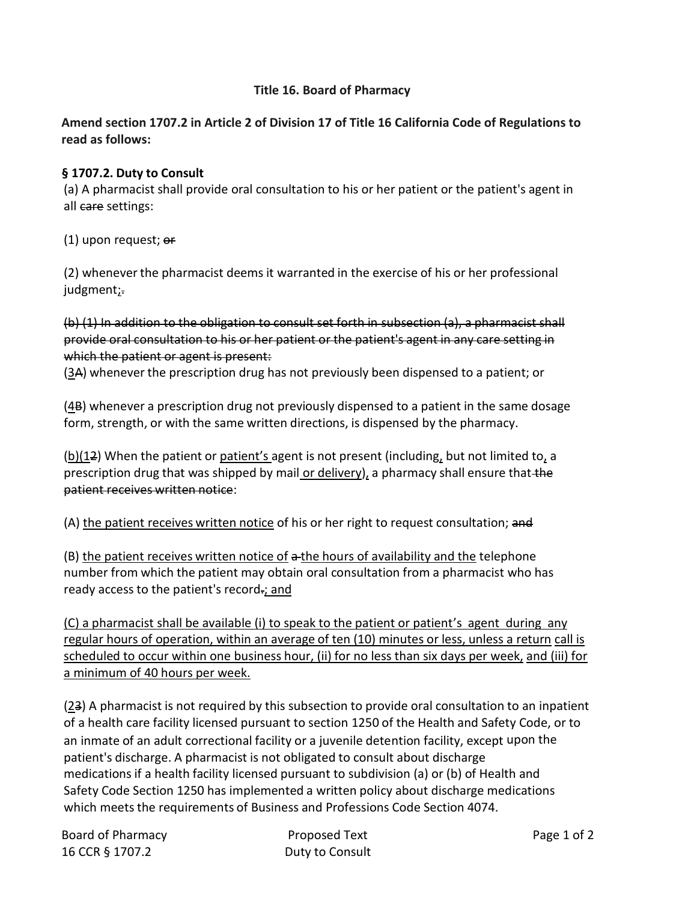Title 16. Board of Pharmacy

**Amend section 1707.2 in Article 2 of Division 17 of Title 16 California Code of Regulations to read as follows:**

**§ 1707.2. Duty to Consult**

(a) A pharmacist shall provide oral consultation to his or her patient or the patient's agent in all ~~care~~ settings:

(1) upon request; ~~or~~

(2) whenever the pharmacist deems it warranted in the exercise of his or her professional judgment<u>;</u>~~.~~

~~(b) (1) In addition to the obligation to consult set forth in subsection (a), a pharmacist shall provide oral consultation to his or her patient or the patient's agent in any care setting in which the patient or agent is present:~~

(<u>3</u>~~A~~) whenever the prescription drug has not previously been dispensed to a patient; or

(<u>4</u>~~B~~) whenever a prescription drug not previously dispensed to a patient in the same dosage form, strength, or with the same written directions, is dispensed by the pharmacy.

<u>(b)</u>(<u>1</u>~~2~~) When the patient or <u>patient's</u> agent is not present (including<u>,</u> but not limited to<u>,</u> a prescription drug that was shipped by mail <u>or delivery</u>)<u>,</u> a pharmacy shall ensure that ~~the patient receives written notice~~:

(A) <u>the patient receives written notice</u> of his or her right to request consultation; ~~and~~

(B) <u>the patient receives written notice of</u> ~~a~~ <u>the hours of availability and the</u> telephone number from which the patient may obtain oral consultation from a pharmacist who has ready access to the patient's record~~.~~<u>; and</u>

<u>(C) a pharmacist shall be available (i) to speak to the patient or patient's agent during any regular hours of operation, within an average of ten (10) minutes or less, unless a return call is scheduled to occur within one business hour, (ii) for no less than six days per week, and (iii) for a minimum of 40 hours per week.</u>

(<u>2</u>~~3~~) A pharmacist is not required by this subsection to provide oral consultation to an inpatient of a health care facility licensed pursuant to section 1250 of the Health and Safety Code, or to an inmate of an adult correctional facility or a juvenile detention facility, except upon the patient's discharge. A pharmacist is not obligated to consult about discharge medications if a health facility licensed pursuant to subdivision (a) or (b) of Health and Safety Code Section 1250 has implemented a written policy about discharge medications which meets the requirements of Business and Professions Code Section 4074.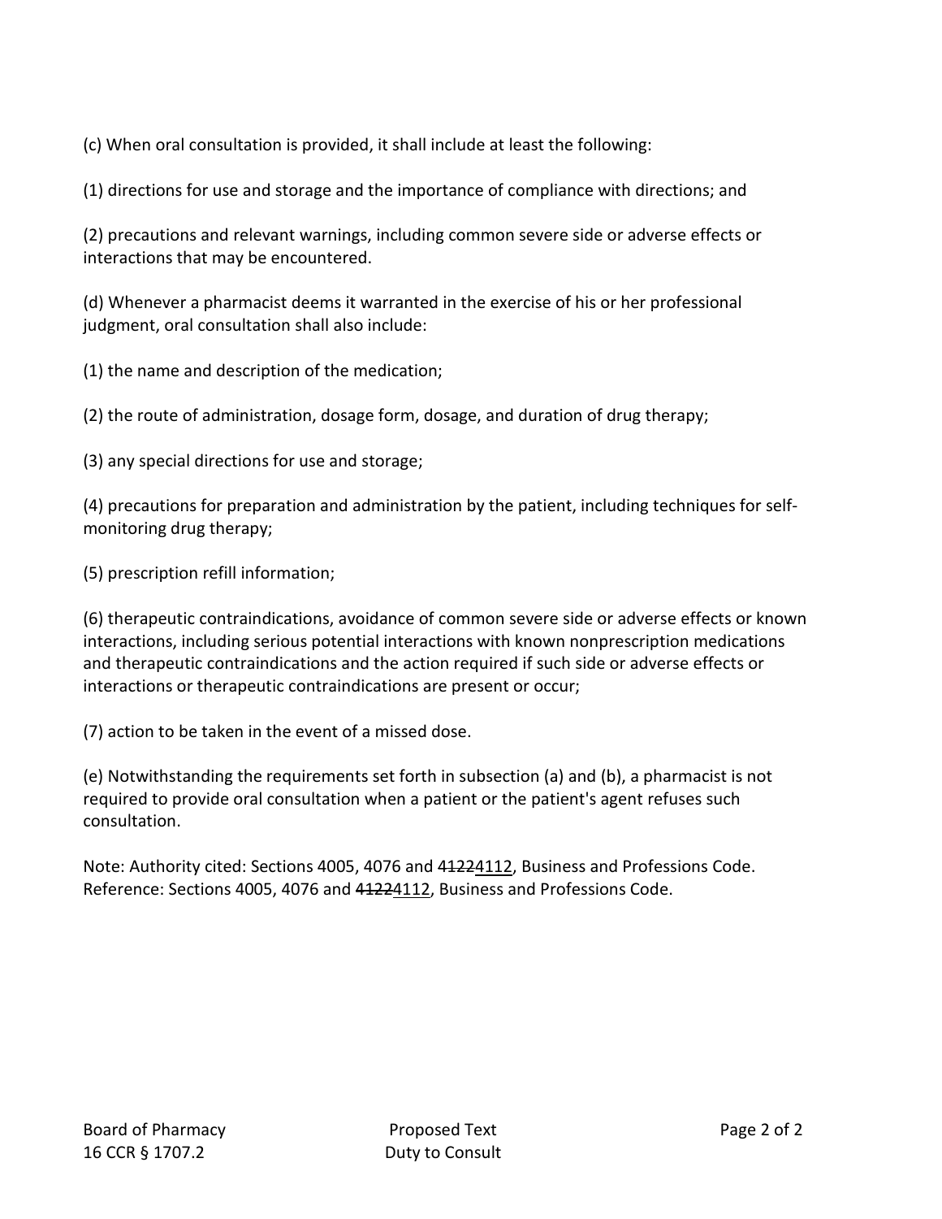(c) When oral consultation is provided, it shall include at least the following:

(1) directions for use and storage and the importance of compliance with directions; and

(2) precautions and relevant warnings, including common severe side or adverse effects or interactions that may be encountered.

(d) Whenever a pharmacist deems it warranted in the exercise of his or her professional judgment, oral consultation shall also include:

(1) the name and description of the medication;

(2) the route of administration, dosage form, dosage, and duration of drug therapy;

(3) any special directions for use and storage;

(4) precautions for preparation and administration by the patient, including techniques for self-monitoring drug therapy;

(5) prescription refill information;

(6) therapeutic contraindications, avoidance of common severe side or adverse effects or known interactions, including serious potential interactions with known nonprescription medications and therapeutic contraindications and the action required if such side or adverse effects or interactions or therapeutic contraindications are present or occur;

(7) action to be taken in the event of a missed dose.

(e) Notwithstanding the requirements set forth in subsection (a) and (b), a pharmacist is not required to provide oral consultation when a patient or the patient's agent refuses such consultation.

Note: Authority cited: Sections 4005, 4076 and ~~4122~~<u>4112</u>, Business and Professions Code. Reference: Sections 4005, 4076 and ~~4122~~<u>4112</u>, Business and Professions Code.